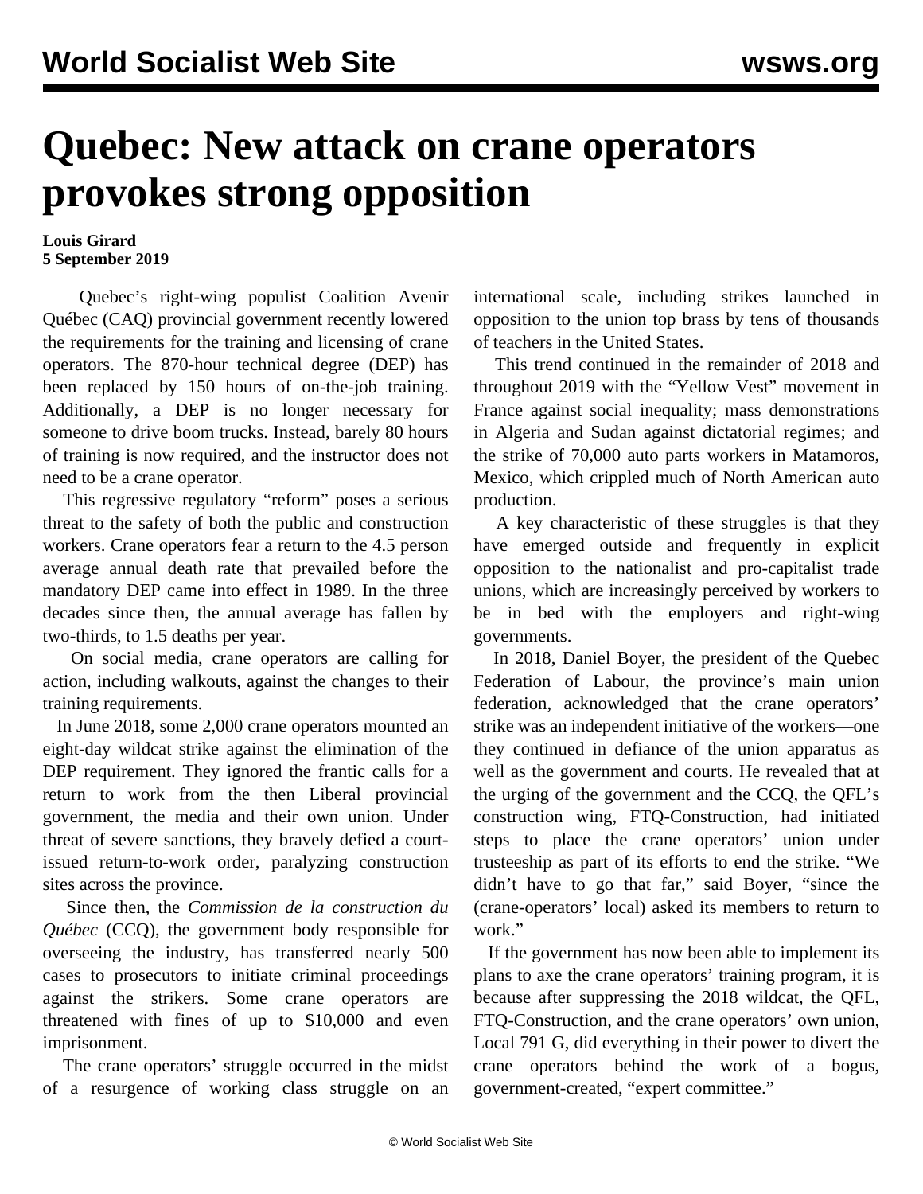# Quebec: New attack on crane operators provokes strong opposition

**Louis Girard**
**5 September 2019**

Quebec's right-wing populist Coalition Avenir Québec (CAQ) provincial government recently lowered the requirements for the training and licensing of crane operators. The 870-hour technical degree (DEP) has been replaced by 150 hours of on-the-job training. Additionally, a DEP is no longer necessary for someone to drive boom trucks. Instead, barely 80 hours of training is now required, and the instructor does not need to be a crane operator.

This regressive regulatory "reform" poses a serious threat to the safety of both the public and construction workers. Crane operators fear a return to the 4.5 person average annual death rate that prevailed before the mandatory DEP came into effect in 1989. In the three decades since then, the annual average has fallen by two-thirds, to 1.5 deaths per year.

On social media, crane operators are calling for action, including walkouts, against the changes to their training requirements.

In June 2018, some 2,000 crane operators mounted an eight-day wildcat strike against the elimination of the DEP requirement. They ignored the frantic calls for a return to work from the then Liberal provincial government, the media and their own union. Under threat of severe sanctions, they bravely defied a court-issued return-to-work order, paralyzing construction sites across the province.

Since then, the *Commission de la construction du Québec* (CCQ), the government body responsible for overseeing the industry, has transferred nearly 500 cases to prosecutors to initiate criminal proceedings against the strikers. Some crane operators are threatened with fines of up to $10,000 and even imprisonment.

The crane operators' struggle occurred in the midst of a resurgence of working class struggle on an international scale, including strikes launched in opposition to the union top brass by tens of thousands of teachers in the United States.

This trend continued in the remainder of 2018 and throughout 2019 with the "Yellow Vest" movement in France against social inequality; mass demonstrations in Algeria and Sudan against dictatorial regimes; and the strike of 70,000 auto parts workers in Matamoros, Mexico, which crippled much of North American auto production.

A key characteristic of these struggles is that they have emerged outside and frequently in explicit opposition to the nationalist and pro-capitalist trade unions, which are increasingly perceived by workers to be in bed with the employers and right-wing governments.

In 2018, Daniel Boyer, the president of the Quebec Federation of Labour, the province's main union federation, acknowledged that the crane operators' strike was an independent initiative of the workers—one they continued in defiance of the union apparatus as well as the government and courts. He revealed that at the urging of the government and the CCQ, the QFL's construction wing, FTQ-Construction, had initiated steps to place the crane operators' union under trusteeship as part of its efforts to end the strike. "We didn't have to go that far," said Boyer, "since the (crane-operators' local) asked its members to return to work."

If the government has now been able to implement its plans to axe the crane operators' training program, it is because after suppressing the 2018 wildcat, the QFL, FTQ-Construction, and the crane operators' own union, Local 791 G, did everything in their power to divert the crane operators behind the work of a bogus, government-created, "expert committee."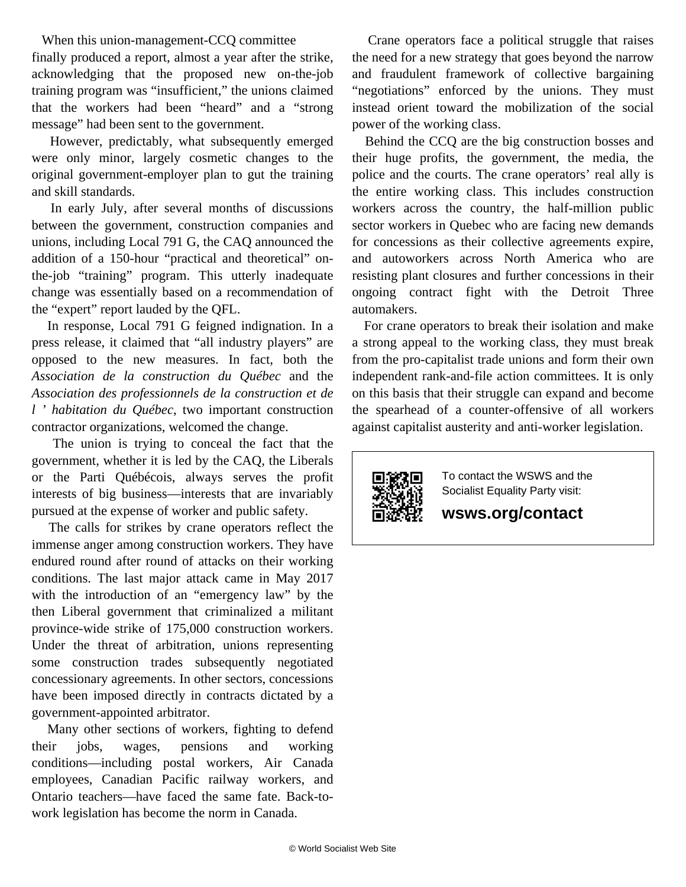When this union-management-CCQ committee finally produced a report, almost a year after the strike, acknowledging that the proposed new on-the-job training program was "insufficient," the unions claimed that the workers had been "heard" and a "strong message" had been sent to the government.

However, predictably, what subsequently emerged were only minor, largely cosmetic changes to the original government-employer plan to gut the training and skill standards.

In early July, after several months of discussions between the government, construction companies and unions, including Local 791 G, the CAQ announced the addition of a 150-hour "practical and theoretical" on-the-job "training" program. This utterly inadequate change was essentially based on a recommendation of the "expert" report lauded by the QFL.

In response, Local 791 G feigned indignation. In a press release, it claimed that "all industry players" are opposed to the new measures. In fact, both the *Association de la construction du Québec* and the *Association des professionnels de la construction et de l'habitation du Québec*, two important construction contractor organizations, welcomed the change.

The union is trying to conceal the fact that the government, whether it is led by the CAQ, the Liberals or the Parti Québécois, always serves the profit interests of big business—interests that are invariably pursued at the expense of worker and public safety.

The calls for strikes by crane operators reflect the immense anger among construction workers. They have endured round after round of attacks on their working conditions. The last major attack came in May 2017 with the introduction of an "emergency law" by the then Liberal government that criminalized a militant province-wide strike of 175,000 construction workers. Under the threat of arbitration, unions representing some construction trades subsequently negotiated concessionary agreements. In other sectors, concessions have been imposed directly in contracts dictated by a government-appointed arbitrator.

Many other sections of workers, fighting to defend their jobs, wages, pensions and working conditions—including postal workers, Air Canada employees, Canadian Pacific railway workers, and Ontario teachers—have faced the same fate. Back-to-work legislation has become the norm in Canada.

Crane operators face a political struggle that raises the need for a new strategy that goes beyond the narrow and fraudulent framework of collective bargaining "negotiations" enforced by the unions. They must instead orient toward the mobilization of the social power of the working class.

Behind the CCQ are the big construction bosses and their huge profits, the government, the media, the police and the courts. The crane operators' real ally is the entire working class. This includes construction workers across the country, the half-million public sector workers in Quebec who are facing new demands for concessions as their collective agreements expire, and autoworkers across North America who are resisting plant closures and further concessions in their ongoing contract fight with the Detroit Three automakers.

For crane operators to break their isolation and make a strong appeal to the working class, they must break from the pro-capitalist trade unions and form their own independent rank-and-file action committees. It is only on this basis that their struggle can expand and become the spearhead of a counter-offensive of all workers against capitalist austerity and anti-worker legislation.

To contact the WSWS and the Socialist Equality Party visit:

**wsws.org/contact**